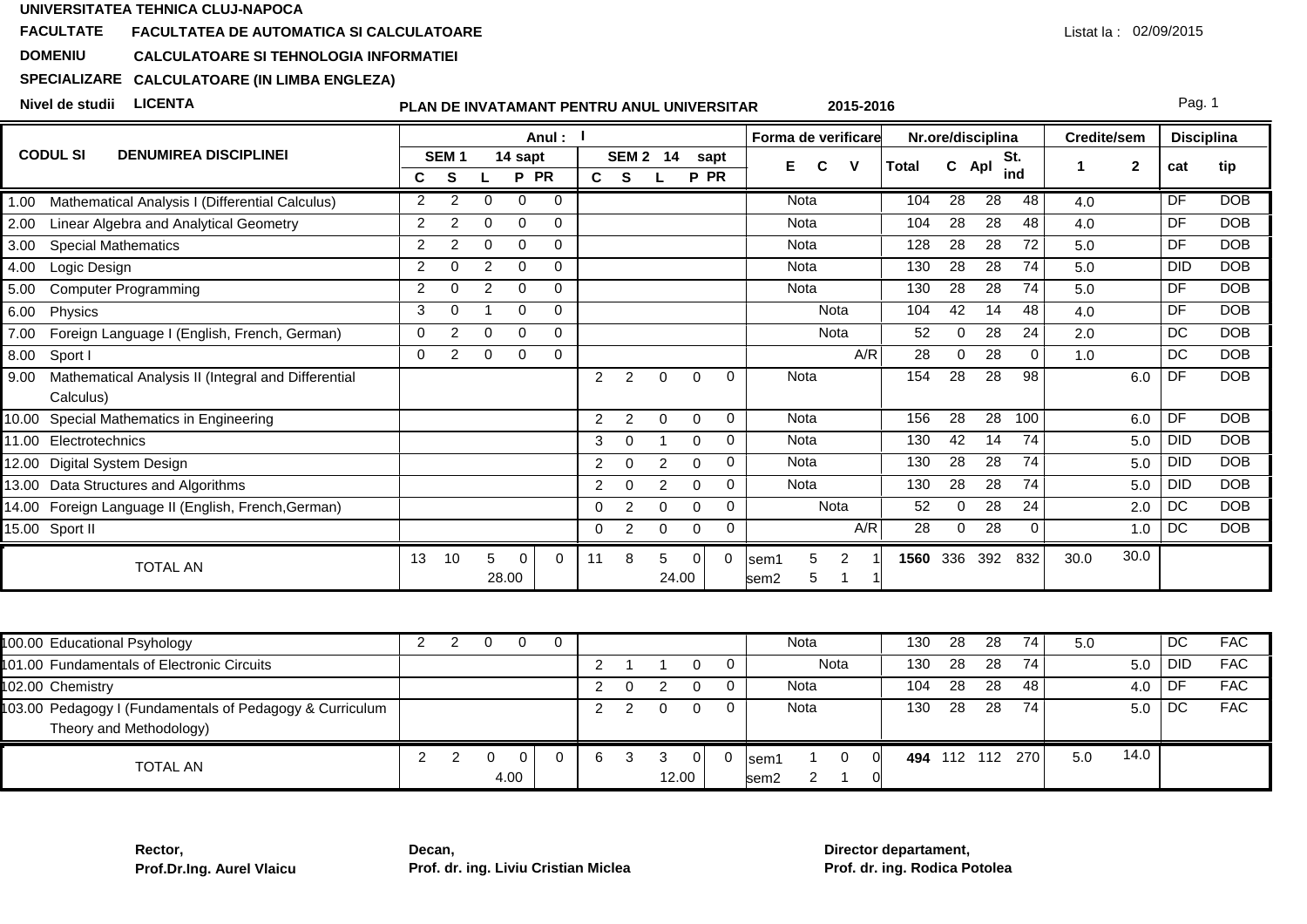**UNIVERSITATEA TEHNICA CLUJ-NAPOCA**

**FACULTATE** **FACULTATEA DE AUTOMATICA SI CALCULATOARE**

Listat la : 02/09/2015

**DOMENIU** **CALCULATOARE SI TEHNOLOGIA INFORMATIEI**

**SPECIALIZARE** **CALCULATOARE (IN LIMBA ENGLEZA)**

**Nivel de studii** **LICENTA**

**PLAN DE INVATAMANT PENTRU ANUL UNIVERSITAR** **2015-2016**

| CODUL SI | DENUMIREA DISCIPLINEI | Anul : I | | | | | | | | | | Forma de verificare | | | Nr.ore/disciplina | | | | Credite/sem | | Disciplina | |
|---|---|---|---|---|---|---|---|---|---|---|---|---|---|---|---|---|---|---|---|---|---|---|
| | | SEM 1 14 sapt | | | | | SEM 2 14 sapt | | | | | E | C | V | Total | C | Apl | St. ind | 1 | 2 | cat | tip |
| | | C | S | L | P | PR | C | S | L | P | PR | | | | | | | | | | | |
| 1.00 | Mathematical Analysis I (Differential Calculus) | 2 | 2 | 0 | 0 | 0 | | | | | | Nota | | | 104 | 28 | 28 | 48 | 4.0 | | DF | DOB |
| 2.00 | Linear Algebra and Analytical Geometry | 2 | 2 | 0 | 0 | 0 | | | | | | Nota | | | 104 | 28 | 28 | 48 | 4.0 | | DF | DOB |
| 3.00 | Special Mathematics | 2 | 2 | 0 | 0 | 0 | | | | | | Nota | | | 128 | 28 | 28 | 72 | 5.0 | | DF | DOB |
| 4.00 | Logic Design | 2 | 0 | 2 | 0 | 0 | | | | | | Nota | | | 130 | 28 | 28 | 74 | 5.0 | | DID | DOB |
| 5.00 | Computer Programming | 2 | 0 | 2 | 0 | 0 | | | | | | Nota | | | 130 | 28 | 28 | 74 | 5.0 | | DF | DOB |
| 6.00 | Physics | 3 | 0 | 1 | 0 | 0 | | | | | | | Nota | | 104 | 42 | 14 | 48 | 4.0 | | DF | DOB |
| 7.00 | Foreign Language I (English, French, German) | 0 | 2 | 0 | 0 | 0 | | | | | | | Nota | | 52 | 0 | 28 | 24 | 2.0 | | DC | DOB |
| 8.00 | Sport I | 0 | 2 | 0 | 0 | 0 | | | | | | | | A/R | 28 | 0 | 28 | 0 | 1.0 | | DC | DOB |
| 9.00 | Mathematical Analysis II (Integral and Differential Calculus) | | | | | | 2 | 2 | 0 | 0 | 0 | Nota | | | 154 | 28 | 28 | 98 | | 6.0 | DF | DOB |
| 10.00 | Special Mathematics in Engineering | | | | | | 2 | 2 | 0 | 0 | 0 | Nota | | | 156 | 28 | 28 | 100 | | 6.0 | DF | DOB |
| 11.00 | Electrotechnics | | | | | | 3 | 0 | 1 | 0 | 0 | Nota | | | 130 | 42 | 14 | 74 | | 5.0 | DID | DOB |
| 12.00 | Digital System Design | | | | | | 2 | 0 | 2 | 0 | 0 | Nota | | | 130 | 28 | 28 | 74 | | 5.0 | DID | DOB |
| 13.00 | Data Structures and Algorithms | | | | | | 2 | 0 | 2 | 0 | 0 | Nota | | | 130 | 28 | 28 | 74 | | 5.0 | DID | DOB |
| 14.00 | Foreign Language II (English, French,German) | | | | | | 0 | 2 | 0 | 0 | 0 | | Nota | | 52 | 0 | 28 | 24 | | 2.0 | DC | DOB |
| 15.00 | Sport II | | | | | | 0 | 2 | 0 | 0 | 0 | | | A/R | 28 | 0 | 28 | 0 | | 1.0 | DC | DOB |
| | TOTAL AN | 13 | 10 | 5 (28.00) | 0 | 0 | 11 | 8 | 5 (24.00) | 0 | 0 | sem1 5 / sem2 5 | 2 / 1 | 1 / 1 | 1560 | 336 | 392 | 832 | 30.0 | 30.0 | | |

| CODUL SI | DENUMIREA DISCIPLINEI | C | S | L | P | PR | C | S | L | P | PR | E | C | V | Total | C | Apl | St. ind | 1 | 2 | cat | tip |
|---|---|---|---|---|---|---|---|---|---|---|---|---|---|---|---|---|---|---|---|---|---|---|
| 100.00 | Educational Psyhology | 2 | 2 | 0 | 0 | 0 | | | | | | Nota | | | 130 | 28 | 28 | 74 | 5.0 | | DC | FAC |
| 101.00 | Fundamentals of Electronic Circuits | | | | | | 2 | 1 | 1 | 0 | 0 | | Nota | | 130 | 28 | 28 | 74 | | 5.0 | DID | FAC |
| 102.00 | Chemistry | | | | | | 2 | 0 | 2 | 0 | 0 | Nota | | | 104 | 28 | 28 | 48 | | 4.0 | DF | FAC |
| 103.00 | Pedagogy I (Fundamentals of Pedagogy & Curriculum Theory and Methodology) | | | | | | 2 | 2 | 0 | 0 | 0 | Nota | | | 130 | 28 | 28 | 74 | | 5.0 | DC | FAC |
| | TOTAL AN | 2 | 2 | 0 (4.00) | 0 | 0 | 6 | 3 | 3 (12.00) | 0 | 0 | sem1 1 / sem2 2 | 0 / 1 | 0 / 0 | 494 | 112 | 112 | 270 | 5.0 | 14.0 | | |

**Rector,**
**Prof.Dr.Ing. Aurel Vlaicu**

**Decan,**
**Prof. dr. ing. Liviu Cristian Miclea**

**Director departament,**
**Prof. dr. ing. Rodica Potolea**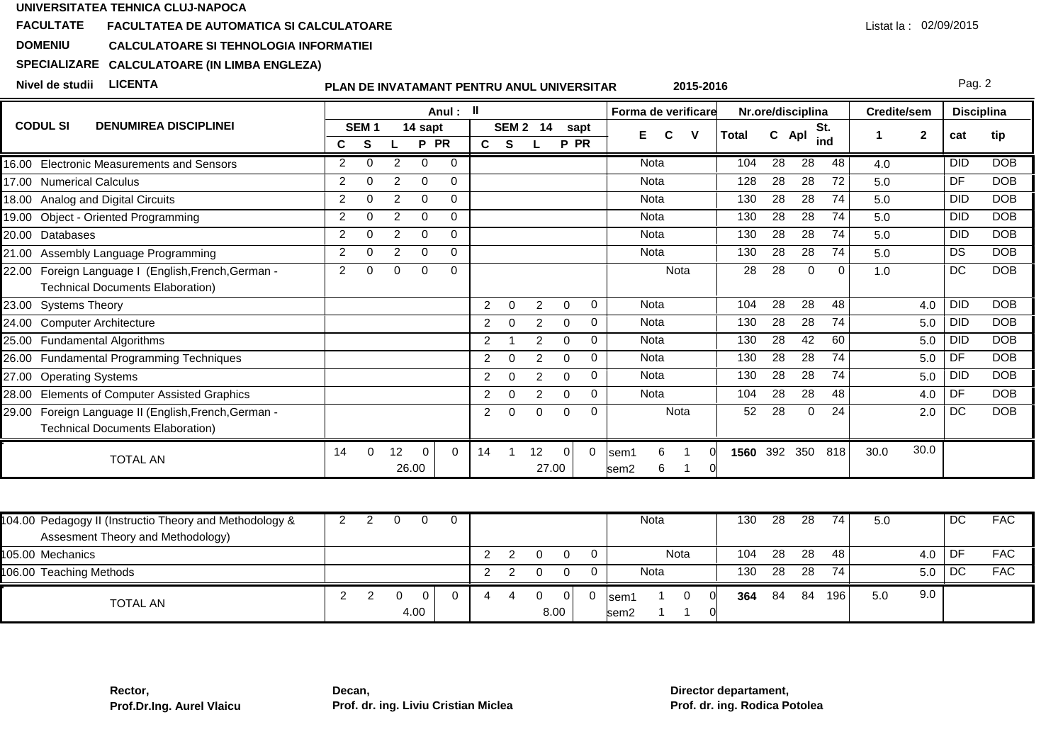**UNIVERSITATEA TEHNICA CLUJ-NAPOCA**

**FACULTATE** **FACULTATEA DE AUTOMATICA SI CALCULATOARE**

**DOMENIU** **CALCULATOARE SI TEHNOLOGIA INFORMATIEI**

**SPECIALIZARE** **CALCULATOARE (IN LIMBA ENGLEZA)**

**Nivel de studii** **LICENTA**

Listat la : 02/09/2015

**PLAN DE INVATAMANT PENTRU ANUL UNIVERSITAR 2015-2016**

| CODUL SI | DENUMIREA DISCIPLINEI | Anul : II | | | | | | | | | | Forma de verificare | | | Nr.ore/disciplina | | | | Credite/sem | | Disciplina | |
|---|---|---|---|---|---|---|---|---|---|---|---|---|---|---|---|---|---|---|---|---|---|---|
| | | SEM 1 14 sapt | | | | | SEM 2 14 sapt | | | | | | | | | | | | | | | |
| | | C | S | L | P | PR | C | S | L | P | PR | E | C | V | Total | C | Apl | St. ind | 1 | 2 | cat | tip |
| 16.00 | Electronic Measurements and Sensors | 2 | 0 | 2 | 0 | 0 | | | | | | Nota | | | 104 | 28 | 28 | 48 | 4.0 | | DID | DOB |
| 17.00 | Numerical Calculus | 2 | 0 | 2 | 0 | 0 | | | | | | Nota | | | 128 | 28 | 28 | 72 | 5.0 | | DF | DOB |
| 18.00 | Analog and Digital Circuits | 2 | 0 | 2 | 0 | 0 | | | | | | Nota | | | 130 | 28 | 28 | 74 | 5.0 | | DID | DOB |
| 19.00 | Object - Oriented Programming | 2 | 0 | 2 | 0 | 0 | | | | | | Nota | | | 130 | 28 | 28 | 74 | 5.0 | | DID | DOB |
| 20.00 | Databases | 2 | 0 | 2 | 0 | 0 | | | | | | Nota | | | 130 | 28 | 28 | 74 | 5.0 | | DID | DOB |
| 21.00 | Assembly Language Programming | 2 | 0 | 2 | 0 | 0 | | | | | | Nota | | | 130 | 28 | 28 | 74 | 5.0 | | DS | DOB |
| 22.00 | Foreign Language I (English,French,German - Technical Documents Elaboration) | 2 | 0 | 0 | 0 | 0 | | | | | | | Nota | | 28 | 28 | 0 | 0 | 1.0 | | DC | DOB |
| 23.00 | Systems Theory | | | | | | 2 | 0 | 2 | 0 | 0 | Nota | | | 104 | 28 | 28 | 48 | | 4.0 | DID | DOB |
| 24.00 | Computer Architecture | | | | | | 2 | 0 | 2 | 0 | 0 | Nota | | | 130 | 28 | 28 | 74 | | 5.0 | DID | DOB |
| 25.00 | Fundamental Algorithms | | | | | | 2 | 1 | 2 | 0 | 0 | Nota | | | 130 | 28 | 42 | 60 | | 5.0 | DID | DOB |
| 26.00 | Fundamental Programming Techniques | | | | | | 2 | 0 | 2 | 0 | 0 | Nota | | | 130 | 28 | 28 | 74 | | 5.0 | DF | DOB |
| 27.00 | Operating Systems | | | | | | 2 | 0 | 2 | 0 | 0 | Nota | | | 130 | 28 | 28 | 74 | | 5.0 | DID | DOB |
| 28.00 | Elements of Computer Assisted Graphics | | | | | | 2 | 0 | 2 | 0 | 0 | Nota | | | 104 | 28 | 28 | 48 | | 4.0 | DF | DOB |
| 29.00 | Foreign Language II (English,French,German - Technical Documents Elaboration) | | | | | | 2 | 0 | 0 | 0 | 0 | | Nota | | 52 | 28 | 0 | 24 | | 2.0 | DC | DOB |
| | TOTAL AN | 14 | 0 | 12 | 0 | 0 | 14 | 1 | 12 | 0 | 0 | sem1 6 | 1 | 0 | **1560** | 392 | 350 | 818 | 30.0 | 30.0 | | |
| | | | | 26.00 | | | | | 27.00 | | | sem2 6 | 1 | 0 | | | | | | | | |

| CODUL SI | DENUMIREA DISCIPLINEI | C | S | L | P | PR | C | S | L | P | PR | E | C | V | Total | C | Apl | St. ind | 1 | 2 | cat | tip |
|---|---|---|---|---|---|---|---|---|---|---|---|---|---|---|---|---|---|---|---|---|---|---|
| 104.00 | Pedagogy II (Instructio Theory and Methodology & Assesment Theory and Methodology) | 2 | 2 | 0 | 0 | 0 | | | | | | Nota | | | 130 | 28 | 28 | 74 | 5.0 | | DC | FAC |
| 105.00 | Mechanics | | | | | | 2 | 2 | 0 | 0 | 0 | | Nota | | 104 | 28 | 28 | 48 | | 4.0 | DF | FAC |
| 106.00 | Teaching Methods | | | | | | 2 | 2 | 0 | 0 | 0 | Nota | | | 130 | 28 | 28 | 74 | | 5.0 | DC | FAC |
| | TOTAL AN | 2 | 2 | 0 | 0 | 0 | 4 | 4 | 0 | 0 | 0 | sem1 1 | 0 | 0 | **364** | 84 | 84 | 196 | 5.0 | 9.0 | | |
| | | | | 4.00 | | | | | 8.00 | | | sem2 1 | 1 | 0 | | | | | | | | |

**Rector,**
**Prof.Dr.Ing. Aurel Vlaicu**

**Decan,**
**Prof. dr. ing. Liviu Cristian Miclea**

**Director departament,**
**Prof. dr. ing. Rodica Potolea**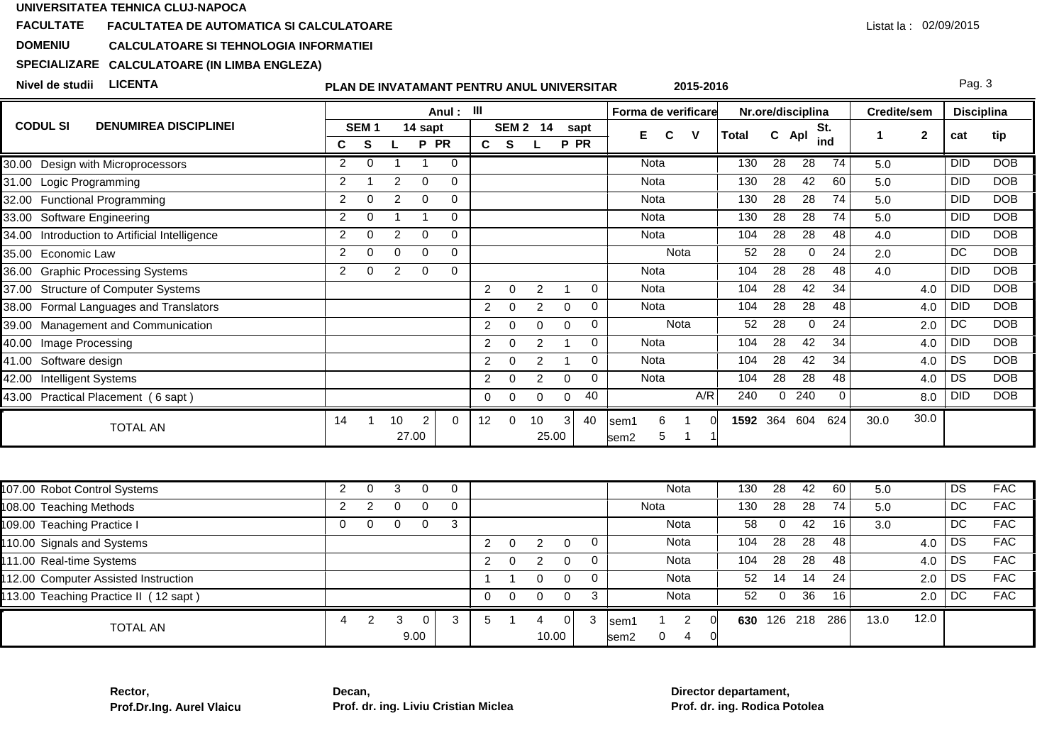UNIVERSITATEA TEHNICA CLUJ-NAPOCA

**FACULTATE** FACULTATEA DE AUTOMATICA SI CALCULATOARE

**DOMENIU** CALCULATOARE SI TEHNOLOGIA INFORMATIEI

**SPECIALIZARE** CALCULATOARE (IN LIMBA ENGLEZA)

**Nivel de studii** LICENTA

Listat la : 02/09/2015

## PLAN DE INVATAMANT PENTRU ANUL UNIVERSITAR 2015-2016

| CODUL SI DENUMIREA DISCIPLINEI | Anul : III SEM 1 14 sapt C | S | L | P | PR | SEM 2 14 sapt C | S | L | P | PR | Forma de verificare E | C | V | Nr.ore/disciplina Total | C | Apl | St. ind | Credite/sem 1 | 2 | Disciplina cat | tip |
|---|---|---|---|---|---|---|---|---|---|---|---|---|---|---|---|---|---|---|---|---|---|
| 30.00 Design with Microprocessors | 2 | 0 | 1 | 1 | 0 | | | | | | Nota | | | 130 | 28 | 28 | 74 | 5.0 | | DID | DOB |
| 31.00 Logic Programming | 2 | 1 | 2 | 0 | 0 | | | | | | Nota | | | 130 | 28 | 42 | 60 | 5.0 | | DID | DOB |
| 32.00 Functional Programming | 2 | 0 | 2 | 0 | 0 | | | | | | Nota | | | 130 | 28 | 28 | 74 | 5.0 | | DID | DOB |
| 33.00 Software Engineering | 2 | 0 | 1 | 1 | 0 | | | | | | Nota | | | 130 | 28 | 28 | 74 | 5.0 | | DID | DOB |
| 34.00 Introduction to Artificial Intelligence | 2 | 0 | 2 | 0 | 0 | | | | | | Nota | | | 104 | 28 | 28 | 48 | 4.0 | | DID | DOB |
| 35.00 Economic Law | 2 | 0 | 0 | 0 | 0 | | | | | | | Nota | | 52 | 28 | 0 | 24 | 2.0 | | DC | DOB |
| 36.00 Graphic Processing Systems | 2 | 0 | 2 | 0 | 0 | | | | | | Nota | | | 104 | 28 | 28 | 48 | 4.0 | | DID | DOB |
| 37.00 Structure of Computer Systems | | | | | | 2 | 0 | 2 | 1 | 0 | Nota | | | 104 | 28 | 42 | 34 | | 4.0 | DID | DOB |
| 38.00 Formal Languages and Translators | | | | | | 2 | 0 | 2 | 0 | 0 | Nota | | | 104 | 28 | 28 | 48 | | 4.0 | DID | DOB |
| 39.00 Management and Communication | | | | | | 2 | 0 | 0 | 0 | 0 | | Nota | | 52 | 28 | 0 | 24 | | 2.0 | DC | DOB |
| 40.00 Image Processing | | | | | | 2 | 0 | 2 | 1 | 0 | Nota | | | 104 | 28 | 42 | 34 | | 4.0 | DID | DOB |
| 41.00 Software design | | | | | | 2 | 0 | 2 | 1 | 0 | Nota | | | 104 | 28 | 42 | 34 | | 4.0 | DS | DOB |
| 42.00 Intelligent Systems | | | | | | 2 | 0 | 2 | 0 | 0 | Nota | | | 104 | 28 | 28 | 48 | | 4.0 | DS | DOB |
| 43.00 Practical Placement ( 6 sapt ) | | | | | | 0 | 0 | 0 | 0 | 40 | | | A/R | 240 | 0 | 240 | 0 | | 8.0 | DID | DOB |
| TOTAL AN | 14 | 1 | 10 | 2 (27.00) | 0 | 12 | 0 | 10 | 3 (25.00) | 40 | sem1 6 / sem2 5 | 1 / 1 | 0 / 1 | 1592 | 364 | 604 | 624 | 30.0 | 30.0 | | |

| CODUL SI DENUMIREA DISCIPLINEI | SEM 1 C | S | L | P | PR | SEM 2 C | S | L | P | PR | E | C | V | Total | C | Apl | St. ind | 1 | 2 | cat | tip |
|---|---|---|---|---|---|---|---|---|---|---|---|---|---|---|---|---|---|---|---|---|---|
| 107.00 Robot Control Systems | 2 | 0 | 3 | 0 | 0 | | | | | | | Nota | | 130 | 28 | 42 | 60 | 5.0 | | DS | FAC |
| 108.00 Teaching Methods | 2 | 2 | 0 | 0 | 0 | | | | | | Nota | | | 130 | 28 | 28 | 74 | 5.0 | | DC | FAC |
| 109.00 Teaching Practice I | 0 | 0 | 0 | 0 | 3 | | | | | | | Nota | | 58 | 0 | 42 | 16 | 3.0 | | DC | FAC |
| 110.00 Signals and Systems | | | | | | 2 | 0 | 2 | 0 | 0 | | Nota | | 104 | 28 | 28 | 48 | | 4.0 | DS | FAC |
| 111.00 Real-time Systems | | | | | | 2 | 0 | 2 | 0 | 0 | | Nota | | 104 | 28 | 28 | 48 | | 4.0 | DS | FAC |
| 112.00 Computer Assisted Instruction | | | | | | 1 | 1 | 0 | 0 | 0 | | Nota | | 52 | 14 | 14 | 24 | | 2.0 | DS | FAC |
| 113.00 Teaching Practice II ( 12 sapt ) | | | | | | 0 | 0 | 0 | 0 | 3 | | Nota | | 52 | 0 | 36 | 16 | | 2.0 | DC | FAC |
| TOTAL AN | 4 | 2 | 3 | 0 (9.00) | 3 | 5 | 1 | 4 | 0 (10.00) | 3 | sem1 1 / sem2 0 | 2 / 4 | 0 / 0 | 630 | 126 | 218 | 286 | 13.0 | 12.0 | | |

**Rector,**
**Prof.Dr.Ing. Aurel Vlaicu**

**Decan,**
**Prof. dr. ing. Liviu Cristian Miclea**

**Director departament,**
**Prof. dr. ing. Rodica Potolea**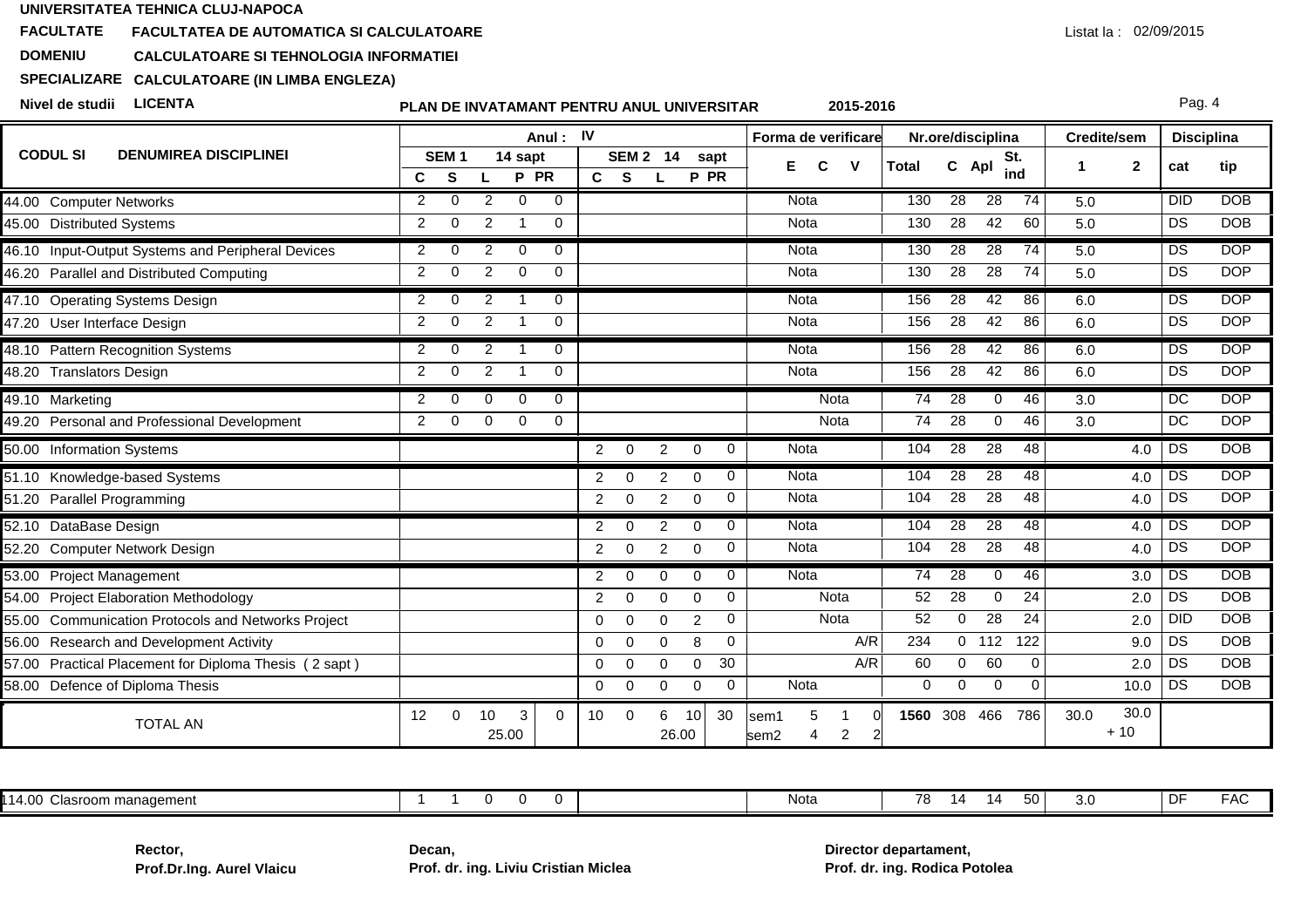**UNIVERSITATEA TEHNICA CLUJ-NAPOCA**

**FACULTATE** FACULTATEA DE AUTOMATICA SI CALCULATOARE

**DOMENIU** CALCULATOARE SI TEHNOLOGIA INFORMATIEI

**SPECIALIZARE** CALCULATOARE (IN LIMBA ENGLEZA)

**Nivel de studii** LICENTA

Listat la : 02/09/2015

## PLAN DE INVATAMANT PENTRU ANUL UNIVERSITAR 2015-2016

| CODUL SI DENUMIREA DISCIPLINEI | Anul : IV | | | | | | | | | | Forma de verificare | | | Nr.ore/disciplina | | | | Credite/sem | | Disciplina | |
|---|---|---|---|---|---|---|---|---|---|---|---|---|---|---|---|---|---|---|---|---|---|
| | SEM 1 14 sapt | | | | | SEM 2 14 sapt | | | | | E | C | V | Total | C | Apl | St. ind | 1 | 2 | cat | tip |
| | C | S | L | P | PR | C | S | L | P | PR | | | | | | | | | | | |
| 44.00 Computer Networks | 2 | 0 | 2 | 0 | 0 | | | | | | Nota | | | 130 | 28 | 28 | 74 | 5.0 | | DID | DOB |
| 45.00 Distributed Systems | 2 | 0 | 2 | 1 | 0 | | | | | | Nota | | | 130 | 28 | 42 | 60 | 5.0 | | DS | DOB |
| 46.10 Input-Output Systems and Peripheral Devices | 2 | 0 | 2 | 0 | 0 | | | | | | Nota | | | 130 | 28 | 28 | 74 | 5.0 | | DS | DOP |
| 46.20 Parallel and Distributed Computing | 2 | 0 | 2 | 0 | 0 | | | | | | Nota | | | 130 | 28 | 28 | 74 | 5.0 | | DS | DOP |
| 47.10 Operating Systems Design | 2 | 0 | 2 | 1 | 0 | | | | | | Nota | | | 156 | 28 | 42 | 86 | 6.0 | | DS | DOP |
| 47.20 User Interface Design | 2 | 0 | 2 | 1 | 0 | | | | | | Nota | | | 156 | 28 | 42 | 86 | 6.0 | | DS | DOP |
| 48.10 Pattern Recognition Systems | 2 | 0 | 2 | 1 | 0 | | | | | | Nota | | | 156 | 28 | 42 | 86 | 6.0 | | DS | DOP |
| 48.20 Translators Design | 2 | 0 | 2 | 1 | 0 | | | | | | Nota | | | 156 | 28 | 42 | 86 | 6.0 | | DS | DOP |
| 49.10 Marketing | 2 | 0 | 0 | 0 | 0 | | | | | | | Nota | | 74 | 28 | 0 | 46 | 3.0 | | DC | DOP |
| 49.20 Personal and Professional Development | 2 | 0 | 0 | 0 | 0 | | | | | | | Nota | | 74 | 28 | 0 | 46 | 3.0 | | DC | DOP |
| 50.00 Information Systems | | | | | | 2 | 0 | 2 | 0 | 0 | Nota | | | 104 | 28 | 28 | 48 | | 4.0 | DS | DOB |
| 51.10 Knowledge-based Systems | | | | | | 2 | 0 | 2 | 0 | 0 | Nota | | | 104 | 28 | 28 | 48 | | 4.0 | DS | DOP |
| 51.20 Parallel Programming | | | | | | 2 | 0 | 2 | 0 | 0 | Nota | | | 104 | 28 | 28 | 48 | | 4.0 | DS | DOP |
| 52.10 DataBase Design | | | | | | 2 | 0 | 2 | 0 | 0 | Nota | | | 104 | 28 | 28 | 48 | | 4.0 | DS | DOP |
| 52.20 Computer Network Design | | | | | | 2 | 0 | 2 | 0 | 0 | Nota | | | 104 | 28 | 28 | 48 | | 4.0 | DS | DOP |
| 53.00 Project Management | | | | | | 2 | 0 | 0 | 0 | 0 | Nota | | | 74 | 28 | 0 | 46 | | 3.0 | DS | DOB |
| 54.00 Project Elaboration Methodology | | | | | | 2 | 0 | 0 | 0 | 0 | | Nota | | 52 | 28 | 0 | 24 | | 2.0 | DS | DOB |
| 55.00 Communication Protocols and Networks Project | | | | | | 0 | 0 | 0 | 2 | 0 | | Nota | | 52 | 0 | 28 | 24 | | 2.0 | DID | DOB |
| 56.00 Research and Development Activity | | | | | | 0 | 0 | 0 | 8 | 0 | | | A/R | 234 | 0 | 112 | 122 | | 9.0 | DS | DOB |
| 57.00 Practical Placement for Diploma Thesis ( 2 sapt ) | | | | | | 0 | 0 | 0 | 0 | 30 | | | A/R | 60 | 0 | 60 | 0 | | 2.0 | DS | DOB |
| 58.00 Defence of Diploma Thesis | | | | | | 0 | 0 | 0 | 0 | 0 | Nota | | | 0 | 0 | 0 | 0 | | 10.0 | DS | DOB |
| TOTAL AN | 12 | 0 | 10 | 3 (25.00) | 0 | 10 | 0 | 6 | 10 (26.00) | 30 | sem1 5 / sem2 4 | 1 / 2 | 0 / 2 | 1560 | 308 | 466 | 786 | 30.0 | 30.0 + 10 | | |

| CODUL SI DENUMIREA DISCIPLINEI | C | S | L | P | PR | C | S | L | P | PR | E | C | V | Total | C | Apl | St. ind | 1 | 2 | cat | tip |
|---|---|---|---|---|---|---|---|---|---|---|---|---|---|---|---|---|---|---|---|---|---|
| 114.00 Clasroom management | 1 | 1 | 0 | 0 | 0 | | | | | | Nota | | | 78 | 14 | 14 | 50 | 3.0 | | DF | FAC |

**Rector,**
**Prof.Dr.Ing. Aurel Vlaicu**

**Decan,**
**Prof. dr. ing. Liviu Cristian Miclea**

**Director departament,**
**Prof. dr. ing. Rodica Potolea**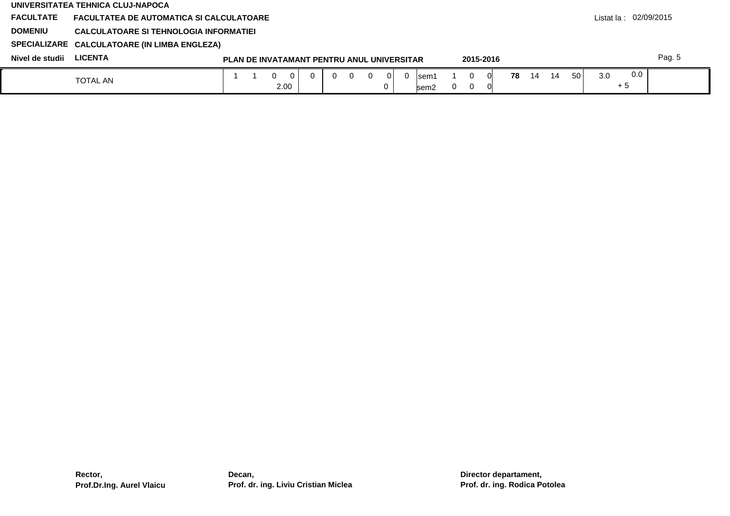**UNIVERSITATEA TEHNICA CLUJ-NAPOCA**

**FACULTATE** **FACULTATEA DE AUTOMATICA SI CALCULATOARE**

**DOMENIU** **CALCULATOARE SI TEHNOLOGIA INFORMATIEI**

**SPECIALIZARE** **CALCULATOARE (IN LIMBA ENGLEZA)**

**Nivel de studii** **LICENTA**

Listat la : 02/09/2015

**PLAN DE INVATAMANT PENTRU ANUL UNIVERSITAR** **2015-2016**

| TOTAL AN | 1 | 1 | 0 | 0 | 0 | 0 | 0 | 0 | 0 | 0 | sem1 | 1 | 0 | 0 | **78** | 14 | 14 | 50 | 3.0 | 0.0 | |
|---|---|---|---|---|---|---|---|---|---|---|---|---|---|---|---|---|---|---|---|---|---|
| | | | 2.00 | | | | | | 0 | | sem2 | 0 | 0 | 0 | | | | | | + 5 | |

**Rector,**
**Prof.Dr.Ing. Aurel Vlaicu**

**Decan,**
**Prof. dr. ing. Liviu Cristian Miclea**

**Director departament,**
**Prof. dr. ing. Rodica Potolea**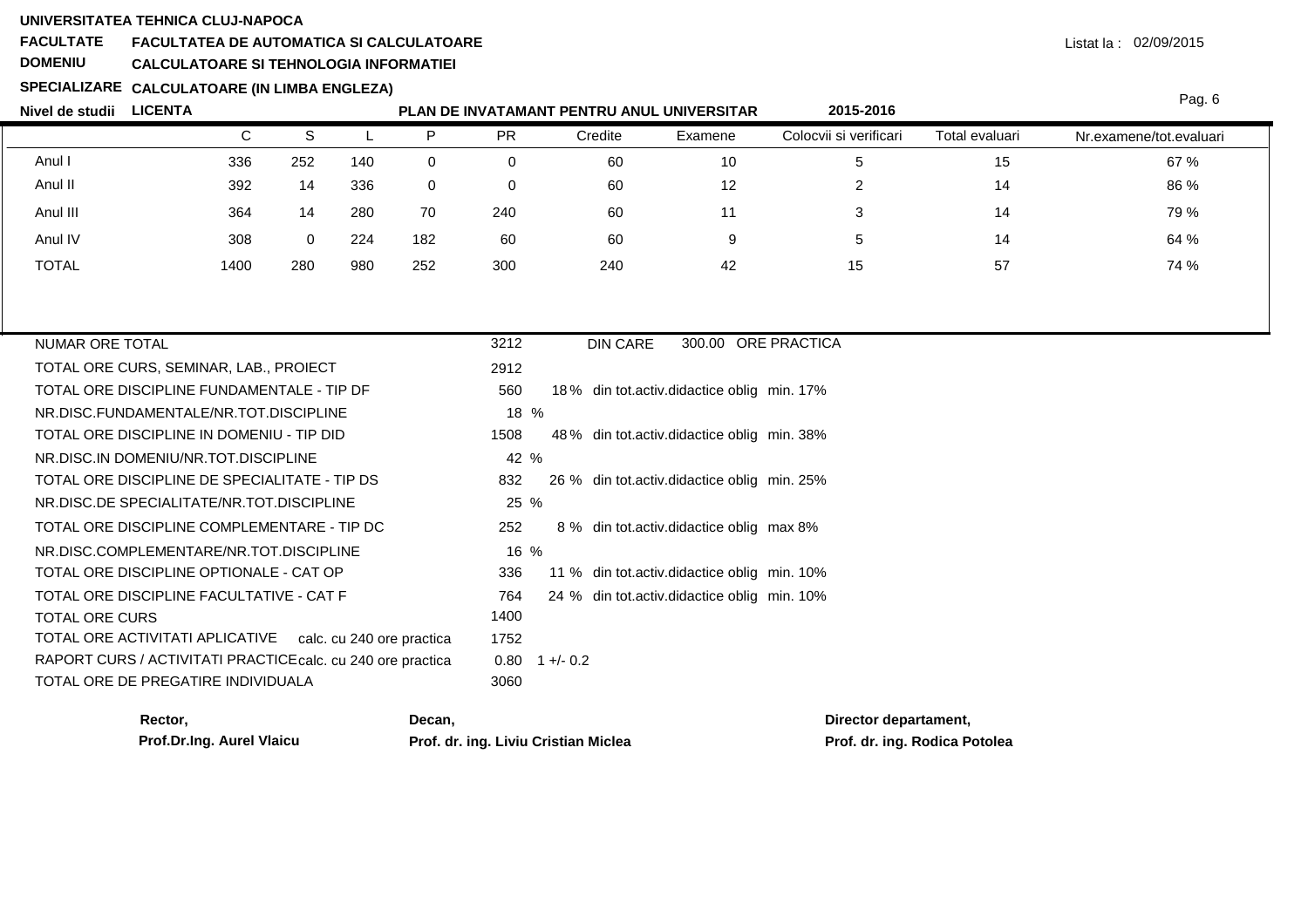**UNIVERSITATEA TEHNICA CLUJ-NAPOCA**

**FACULTATE** **FACULTATEA DE AUTOMATICA SI CALCULATOARE**

**DOMENIU** **CALCULATOARE SI TEHNOLOGIA INFORMATIEI**

**SPECIALIZARE** **CALCULATOARE (IN LIMBA ENGLEZA)**

**Nivel de studii** **LICENTA**

Listat la : 02/09/2015

**PLAN DE INVATAMANT PENTRU ANUL UNIVERSITAR** **2015-2016**

| | C | S | L | P | PR | Credite | Examene | Colocvii si verificari | Total evaluari | Nr.examene/tot.evaluari |
|---|---|---|---|---|---|---|---|---|---|---|
| Anul I | 336 | 252 | 140 | 0 | 0 | 60 | 10 | 5 | 15 | 67 % |
| Anul II | 392 | 14 | 336 | 0 | 0 | 60 | 12 | 2 | 14 | 86 % |
| Anul III | 364 | 14 | 280 | 70 | 240 | 60 | 11 | 3 | 14 | 79 % |
| Anul IV | 308 | 0 | 224 | 182 | 60 | 60 | 9 | 5 | 14 | 64 % |
| TOTAL | 1400 | 280 | 980 | 252 | 300 | 240 | 42 | 15 | 57 | 74 % |

| | | | |
|---|---|---|---|
| NUMAR ORE TOTAL | 3212 | DIN CARE | 300.00 ORE PRACTICA |
| TOTAL ORE CURS, SEMINAR, LAB., PROIECT | 2912 | | |
| TOTAL ORE DISCIPLINE FUNDAMENTALE - TIP DF | 560 | 18 % din tot.activ.didactice oblig | min. 17% |
| NR.DISC.FUNDAMENTALE/NR.TOT.DISCIPLINE | 18 % | | |
| TOTAL ORE DISCIPLINE IN DOMENIU - TIP DID | 1508 | 48 % din tot.activ.didactice oblig | min. 38% |
| NR.DISC.IN DOMENIU/NR.TOT.DISCIPLINE | 42 % | | |
| TOTAL ORE DISCIPLINE DE SPECIALITATE - TIP DS | 832 | 26 % din tot.activ.didactice oblig | min. 25% |
| NR.DISC.DE SPECIALITATE/NR.TOT.DISCIPLINE | 25 % | | |
| TOTAL ORE DISCIPLINE COMPLEMENTARE - TIP DC | 252 | 8 % din tot.activ.didactice oblig | max 8% |
| NR.DISC.COMPLEMENTARE/NR.TOT.DISCIPLINE | 16 % | | |
| TOTAL ORE DISCIPLINE OPTIONALE - CAT OP | 336 | 11 % din tot.activ.didactice oblig | min. 10% |
| TOTAL ORE DISCIPLINE FACULTATIVE - CAT F | 764 | 24 % din tot.activ.didactice oblig | min. 10% |
| TOTAL ORE CURS | 1400 | | |
| TOTAL ORE ACTIVITATI APLICATIVE calc. cu 240 ore practica | 1752 | | |
| RAPORT CURS / ACTIVITATI PRACTICE calc. cu 240 ore practica | 0.80 | 1 +/- 0.2 | |
| TOTAL ORE DE PREGATIRE INDIVIDUALA | 3060 | | |

**Rector,**
**Prof.Dr.Ing. Aurel Vlaicu**

**Decan,**
**Prof. dr. ing. Liviu Cristian Miclea**

**Director departament,**
**Prof. dr. ing. Rodica Potolea**